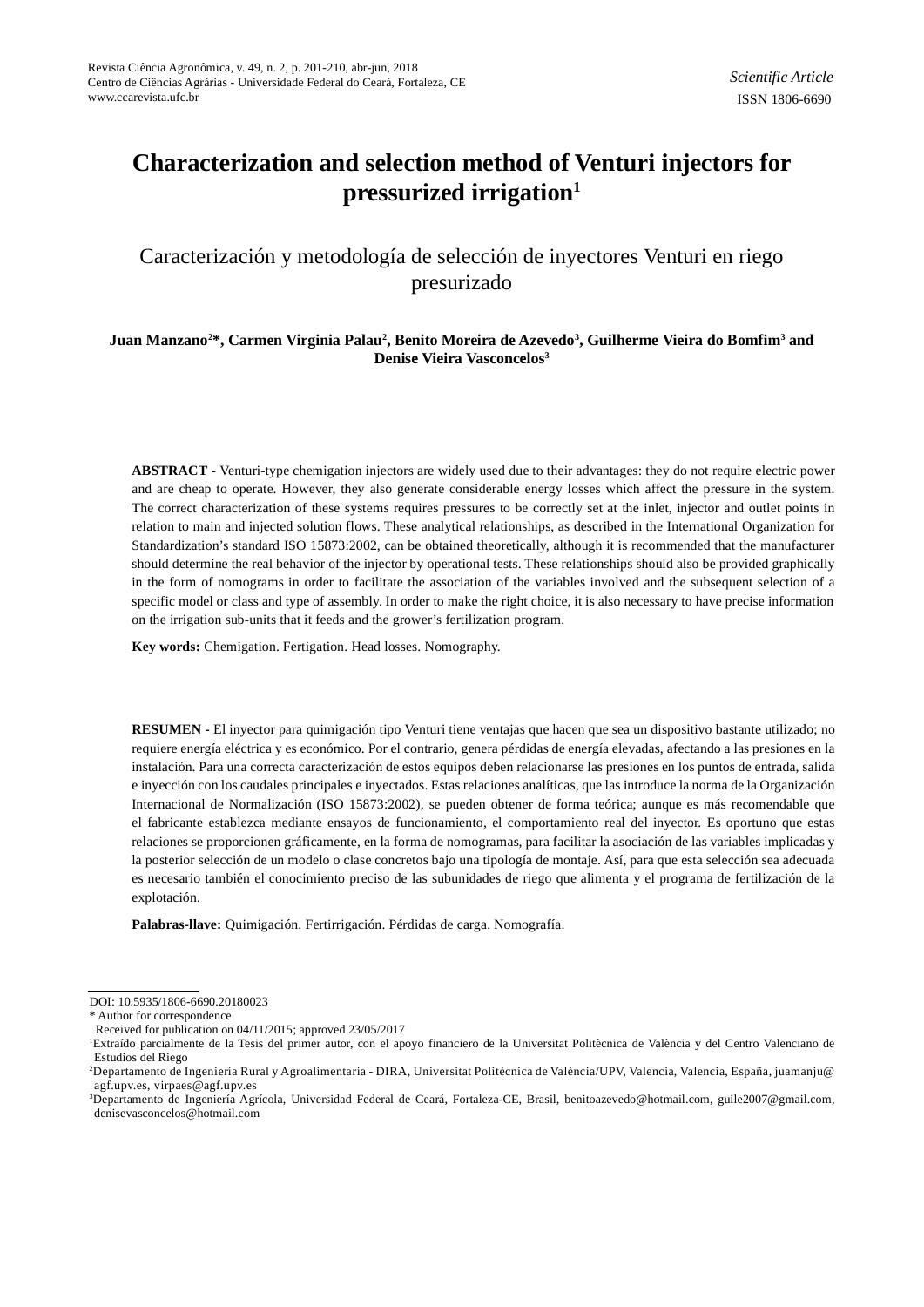*Scientific Article*

ISSN 1806-6690

# Characterization and selection method of Venturi injectors for pressurized irrigation[1]

## Caracterización y metodología de selección de inyectores Venturi en riego presurizado

**Juan Manzano[2]*, Carmen Virginia Palau[2], Benito Moreira de Azevedo[3], Guilherme Vieira do Bomfim[3] and Denise Vieira Vasconcelos[3]**

**ABSTRACT -** Venturi-type chemigation injectors are widely used due to their advantages: they do not require electric power and are cheap to operate. However, they also generate considerable energy losses which affect the pressure in the system. The correct characterization of these systems requires pressures to be correctly set at the inlet, injector and outlet points in relation to main and injected solution flows. These analytical relationships, as described in the International Organization for Standardization's standard ISO 15873:2002, can be obtained theoretically, although it is recommended that the manufacturer should determine the real behavior of the injector by operational tests. These relationships should also be provided graphically in the form of nomograms in order to facilitate the association of the variables involved and the subsequent selection of a specific model or class and type of assembly. In order to make the right choice, it is also necessary to have precise information on the irrigation sub-units that it feeds and the grower's fertilization program.

**Key words:** Chemigation. Fertigation. Head losses. Nomography.

**RESUMEN -** El inyector para quimigación tipo Venturi tiene ventajas que hacen que sea un dispositivo bastante utilizado; no requiere energía eléctrica y es económico. Por el contrario, genera pérdidas de energía elevadas, afectando a las presiones en la instalación. Para una correcta caracterización de estos equipos deben relacionarse las presiones en los puntos de entrada, salida e inyección con los caudales principales e inyectados. Estas relaciones analíticas, que las introduce la norma de la Organización Internacional de Normalización (ISO 15873:2002), se pueden obtener de forma teórica; aunque es más recomendable que el fabricante establezca mediante ensayos de funcionamiento, el comportamiento real del inyector. Es oportuno que estas relaciones se proporcionen gráficamente, en la forma de nomogramas, para facilitar la asociación de las variables implicadas y la posterior selección de un modelo o clase concretos bajo una tipología de montaje. Así, para que esta selección sea adecuada es necesario también el conocimiento preciso de las subunidades de riego que alimenta y el programa de fertilización de la explotación.

**Palabras-llave:** Quimigación. Fertirrigación. Pérdidas de carga. Nomografía.

---

DOI: 10.5935/1806-6690.20180023

\* Author for correspondence

Received for publication on 04/11/2015; approved 23/05/2017

[1]Extraído parcialmente de la Tesis del primer autor, con el apoyo financiero de la Universitat Politècnica de València y del Centro Valenciano de Estudios del Riego

[2]Departamento de Ingeniería Rural y Agroalimentaria - DIRA, Universitat Politècnica de València/UPV, Valencia, Valencia, España, juamanju@agf.upv.es, virpaes@agf.upv.es

[3]Departamento de Ingeniería Agrícola, Universidad Federal de Ceará, Fortaleza-CE, Brasil, benitoazevedo@hotmail.com, guile2007@gmail.com, denisevasconcelos@hotmail.com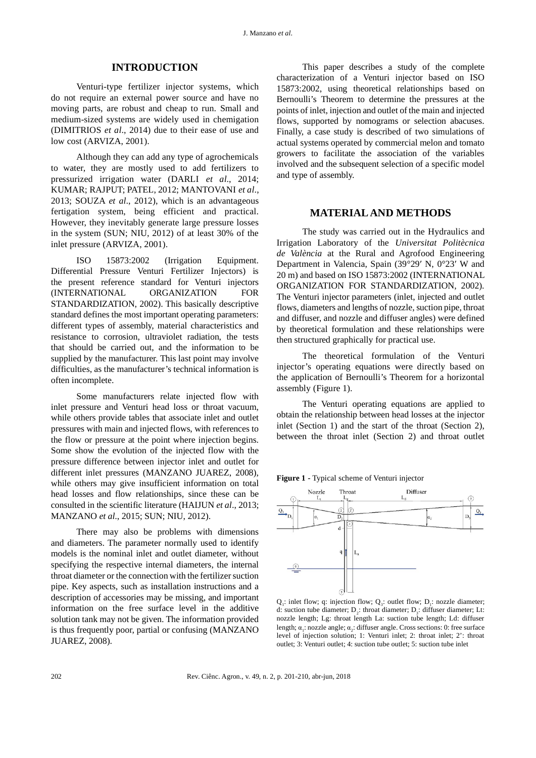## INTRODUCTION

Venturi-type fertilizer injector systems, which do not require an external power source and have no moving parts, are robust and cheap to run. Small and medium-sized systems are widely used in chemigation (DIMITRIOS *et al*., 2014) due to their ease of use and low cost (ARVIZA, 2001).

Although they can add any type of agrochemicals to water, they are mostly used to add fertilizers to pressurized irrigation water (DARLI *et al*., 2014; KUMAR; RAJPUT; PATEL, 2012; MANTOVANI *et al*., 2013; SOUZA *et al*., 2012), which is an advantageous fertigation system, being efficient and practical. However, they inevitably generate large pressure losses in the system (SUN; NIU, 2012) of at least 30% of the inlet pressure (ARVIZA, 2001).

ISO 15873:2002 (Irrigation Equipment. Differential Pressure Venturi Fertilizer Injectors) is the present reference standard for Venturi injectors (INTERNATIONAL ORGANIZATION FOR STANDARDIZATION, 2002). This basically descriptive standard defines the most important operating parameters: different types of assembly, material characteristics and resistance to corrosion, ultraviolet radiation, the tests that should be carried out, and the information to be supplied by the manufacturer. This last point may involve difficulties, as the manufacturer's technical information is often incomplete.

Some manufacturers relate injected flow with inlet pressure and Venturi head loss or throat vacuum, while others provide tables that associate inlet and outlet pressures with main and injected flows, with references to the flow or pressure at the point where injection begins. Some show the evolution of the injected flow with the pressure difference between injector inlet and outlet for different inlet pressures (MANZANO JUAREZ, 2008), while others may give insufficient information on total head losses and flow relationships, since these can be consulted in the scientific literature (HAIJUN *et al*., 2013; MANZANO *et al*., 2015; SUN; NIU, 2012).

There may also be problems with dimensions and diameters. The parameter normally used to identify models is the nominal inlet and outlet diameter, without specifying the respective internal diameters, the internal throat diameter or the connection with the fertilizer suction pipe. Key aspects, such as installation instructions and a description of accessories may be missing, and important information on the free surface level in the additive solution tank may not be given. The information provided is thus frequently poor, partial or confusing (MANZANO JUAREZ, 2008).

This paper describes a study of the complete characterization of a Venturi injector based on ISO 15873:2002, using theoretical relationships based on Bernoulli's Theorem to determine the pressures at the points of inlet, injection and outlet of the main and injected flows, supported by nomograms or selection abacuses. Finally, a case study is described of two simulations of actual systems operated by commercial melon and tomato growers to facilitate the association of the variables involved and the subsequent selection of a specific model and type of assembly.

## MATERIAL AND METHODS

The study was carried out in the Hydraulics and Irrigation Laboratory of the *Universitat Politècnica de València* at the Rural and Agrofood Engineering Department in Valencia, Spain (39°29′ N, 0°23′ W and 20 m) and based on ISO 15873:2002 (INTERNATIONAL ORGANIZATION FOR STANDARDIZATION, 2002). The Venturi injector parameters (inlet, injected and outlet flows, diameters and lengths of nozzle, suction pipe, throat and diffuser, and nozzle and diffuser angles) were defined by theoretical formulation and these relationships were then structured graphically for practical use.

The theoretical formulation of the Venturi injector's operating equations were directly based on the application of Bernoulli's Theorem for a horizontal assembly (Figure 1).

The Venturi operating equations are applied to obtain the relationship between head losses at the injector inlet (Section 1) and the start of the throat (Section 2), between the throat inlet (Section 2) and throat outlet

**Figure 1** - Typical scheme of Venturi injector

$Q_1$: inlet flow; q: injection flow; $Q_3$: outlet flow; $D_1$: nozzle diameter; d: suction tube diameter; $D_2$: throat diameter; $D_3$: diffuser diameter; Lt: nozzle length; Lg: throat length La: suction tube length; Ld: diffuser length; $\alpha_1$: nozzle angle; $\alpha_2$: diffuser angle. Cross sections: 0: free surface level of injection solution; 1: Venturi inlet; 2: throat inlet; 2': throat outlet; 3: Venturi outlet; 4: suction tube outlet; 5: suction tube inlet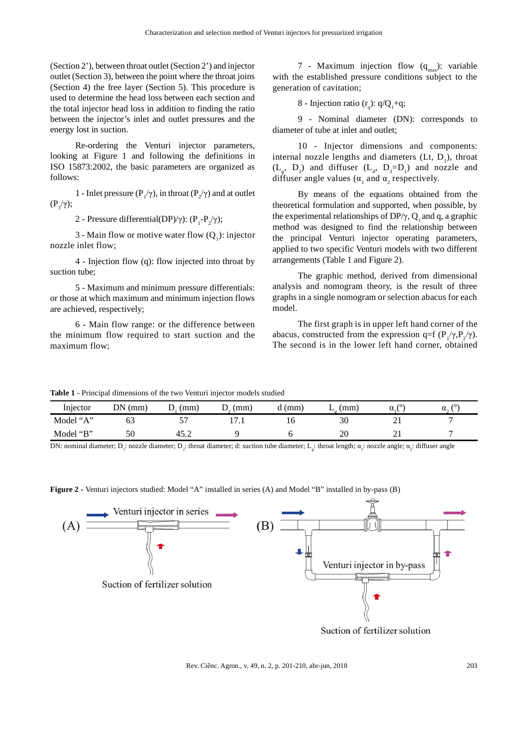(Section 2'), between throat outlet (Section 2') and injector outlet (Section 3), between the point where the throat joins (Section 4) the free layer (Section 5). This procedure is used to determine the head loss between each section and the total injector head loss in addition to finding the ratio between the injector's inlet and outlet pressures and the energy lost in suction.

Re-ordering the Venturi injector parameters, looking at Figure 1 and following the definitions in ISO 15873:2002, the basic parameters are organized as follows:

1 - Inlet pressure ($P_1/\gamma$), in throat ($P_2/\gamma$) and at outlet ($P_3/\gamma$);

2 - Pressure differential(DP)/γ): ($P_1$-$P_2/\gamma$);

3 - Main flow or motive water flow ($Q_1$): injector nozzle inlet flow;

4 - Injection flow (q): flow injected into throat by suction tube;

5 - Maximum and minimum pressure differentials: or those at which maximum and minimum injection flows are achieved, respectively;

6 - Main flow range: or the difference between the minimum flow required to start suction and the maximum flow;

7 - Maximum injection flow ($q_{max}$): variable with the established pressure conditions subject to the generation of cavitation;

8 - Injection ratio ($r_q$): $q/Q_1+q$;

9 - Nominal diameter (DN): corresponds to diameter of tube at inlet and outlet;

10 - Injector dimensions and components: internal nozzle lengths and diameters (Lt, $D_1$), throat ($L_g$, $D_2$) and diffuser ($L_d$, $D_3$=$D_1$) and nozzle and diffuser angle values ($\alpha_1$ and $\alpha_2$ respectively.

By means of the equations obtained from the theoretical formulation and supported, when possible, by the experimental relationships of DP/γ, $Q_1$ and q, a graphic method was designed to find the relationship between the principal Venturi injector operating parameters, applied to two specific Venturi models with two different arrangements (Table 1 and Figure 2).

The graphic method, derived from dimensional analysis and nomogram theory, is the result of three graphs in a single nomogram or selection abacus for each model.

The first graph is in upper left hand corner of the abacus, constructed from the expression q=f ($P_1/\gamma$,$P_2/\gamma$). The second is in the lower left hand corner, obtained

**Table 1** - Principal dimensions of the two Venturi injector models studied

| Injector | DN (mm) | $D_1$ (mm) | $D_2$ (mm) | d (mm) | $L_g$ (mm) | $\alpha_1$(º) | $\alpha_2$ (º) |
|---|---|---|---|---|---|---|---|
| Model "A" | 63 | 57 | 17.1 | 16 | 30 | 21 | 7 |
| Model "B" | 50 | 45.2 | 9 | 6 | 20 | 21 | 7 |

DN: nominal diameter; $D_1$: nozzle diameter; $D_2$: throat diameter; d: suction tube diameter; $L_g$: throat length; $\alpha_1$: nozzle angle; $\alpha_2$: diffuser angle

**Figure 2** - Venturi injectors studied: Model "A" installed in series (A) and Model "B" installed in by-pass (B)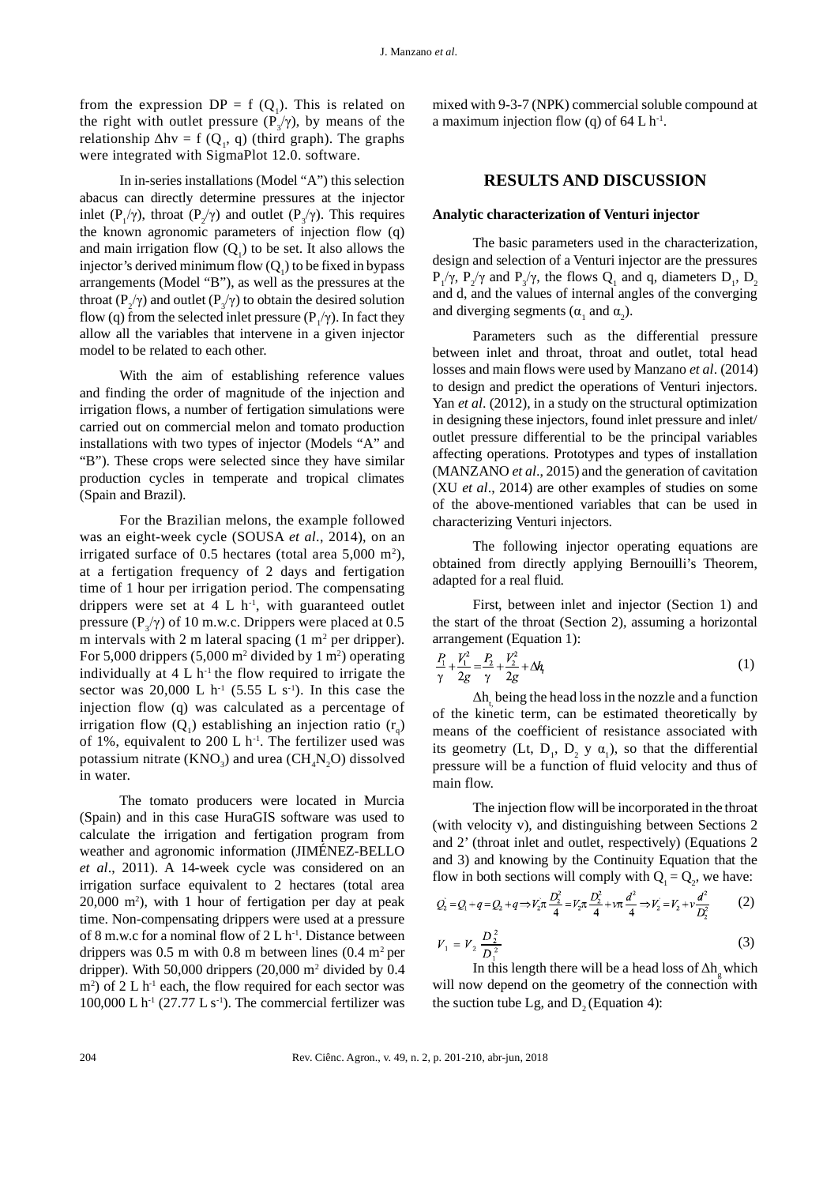from the expression DP = f ($Q_1$). This is related on the right with outlet pressure ($P_3/\gamma$), by means of the relationship $\Delta hv = f(Q_1, q)$ (third graph). The graphs were integrated with SigmaPlot 12.0. software.

In in-series installations (Model "A") this selection abacus can directly determine pressures at the injector inlet ($P_1/\gamma$), throat ($P_2/\gamma$) and outlet ($P_3/\gamma$). This requires the known agronomic parameters of injection flow (q) and main irrigation flow ($Q_1$) to be set. It also allows the injector's derived minimum flow ($Q_1$) to be fixed in bypass arrangements (Model "B"), as well as the pressures at the throat ($P_2/\gamma$) and outlet ($P_3/\gamma$) to obtain the desired solution flow (q) from the selected inlet pressure ($P_1/\gamma$). In fact they allow all the variables that intervene in a given injector model to be related to each other.

With the aim of establishing reference values and finding the order of magnitude of the injection and irrigation flows, a number of fertigation simulations were carried out on commercial melon and tomato production installations with two types of injector (Models "A" and "B"). These crops were selected since they have similar production cycles in temperate and tropical climates (Spain and Brazil).

For the Brazilian melons, the example followed was an eight-week cycle (SOUSA *et al*., 2014), on an irrigated surface of 0.5 hectares (total area 5,000 $m^2$), at a fertigation frequency of 2 days and fertigation time of 1 hour per irrigation period. The compensating drippers were set at 4 L $h^{-1}$, with guaranteed outlet pressure ($P_3/\gamma$) of 10 m.w.c. Drippers were placed at 0.5 m intervals with 2 m lateral spacing (1 $m^2$ per dripper). For 5,000 drippers (5,000 $m^2$ divided by 1 $m^2$) operating individually at 4 L $h^{-1}$ the flow required to irrigate the sector was 20,000 L $h^{-1}$ (5.55 L $s^{-1}$). In this case the injection flow (q) was calculated as a percentage of irrigation flow ($Q_1$) establishing an injection ratio ($r_q$) of 1%, equivalent to 200 L $h^{-1}$. The fertilizer used was potassium nitrate ($KNO_3$) and urea ($CH_4N_2O$) dissolved in water.

The tomato producers were located in Murcia (Spain) and in this case HuraGIS software was used to calculate the irrigation and fertigation program from weather and agronomic information (JIMÉNEZ-BELLO *et al*., 2011). A 14-week cycle was considered on an irrigation surface equivalent to 2 hectares (total area 20,000 $m^2$), with 1 hour of fertigation per day at peak time. Non-compensating drippers were used at a pressure of 8 m.w.c for a nominal flow of 2 L $h^{-1}$. Distance between drippers was 0.5 m with 0.8 m between lines (0.4 $m^2$ per dripper). With 50,000 drippers (20,000 $m^2$ divided by 0.4 $m^2$) of 2 L $h^{-1}$ each, the flow required for each sector was 100,000 L $h^{-1}$ (27.77 L $s^{-1}$). The commercial fertilizer was mixed with 9-3-7 (NPK) commercial soluble compound at a maximum injection flow (q) of 64 L $h^{-1}$.

## RESULTS AND DISCUSSION

### Analytic characterization of Venturi injector

The basic parameters used in the characterization, design and selection of a Venturi injector are the pressures $P_1/\gamma$, $P_2/\gamma$ and $P_3/\gamma$, the flows $Q_1$ and q, diameters $D_1$, $D_2$ and d, and the values of internal angles of the converging and diverging segments ($\alpha_1$ and $\alpha_2$).

Parameters such as the differential pressure between inlet and throat, throat and outlet, total head losses and main flows were used by Manzano *et al*. (2014) to design and predict the operations of Venturi injectors. Yan *et al*. (2012), in a study on the structural optimization in designing these injectors, found inlet pressure and inlet/outlet pressure differential to be the principal variables affecting operations. Prototypes and types of installation (MANZANO *et al*., 2015) and the generation of cavitation (XU *et al*., 2014) are other examples of studies on some of the above-mentioned variables that can be used in characterizing Venturi injectors.

The following injector operating equations are obtained from directly applying Bernouilli's Theorem, adapted for a real fluid.

First, between inlet and injector (Section 1) and the start of the throat (Section 2), assuming a horizontal arrangement (Equation 1):

$$\frac{P_1}{\gamma} + \frac{V_1^2}{2g} = \frac{P_2}{\gamma} + \frac{V_2^2}{2g} + \Delta h_t \tag{1}$$

$\Delta h_t$ being the head loss in the nozzle and a function of the kinetic term, can be estimated theoretically by means of the coefficient of resistance associated with its geometry (Lt, $D_1$, $D_2$ y $\alpha_1$), so that the differential pressure will be a function of fluid velocity and thus of main flow.

The injection flow will be incorporated in the throat (with velocity v), and distinguishing between Sections 2 and 2' (throat inlet and outlet, respectively) (Equations 2 and 3) and knowing by the Continuity Equation that the flow in both sections will comply with $Q_1 = Q_2$, we have:

$$Q_2' = Q_1 + q = Q_2 + q \rightarrow V_2'\pi\frac{D_2^2}{4} = V_2\pi\frac{D_2^2}{4} + v\pi\frac{d^2}{4} \rightarrow V_2' = V_2 + v\frac{d^2}{D_2^2} \tag{2}$$

$$V_1 = V_2\,\frac{D_2^2}{D_1^2} \tag{3}$$

In this length there will be a head loss of $\Delta h_g$ which will now depend on the geometry of the connection with the suction tube Lg, and $D_2$ (Equation 4):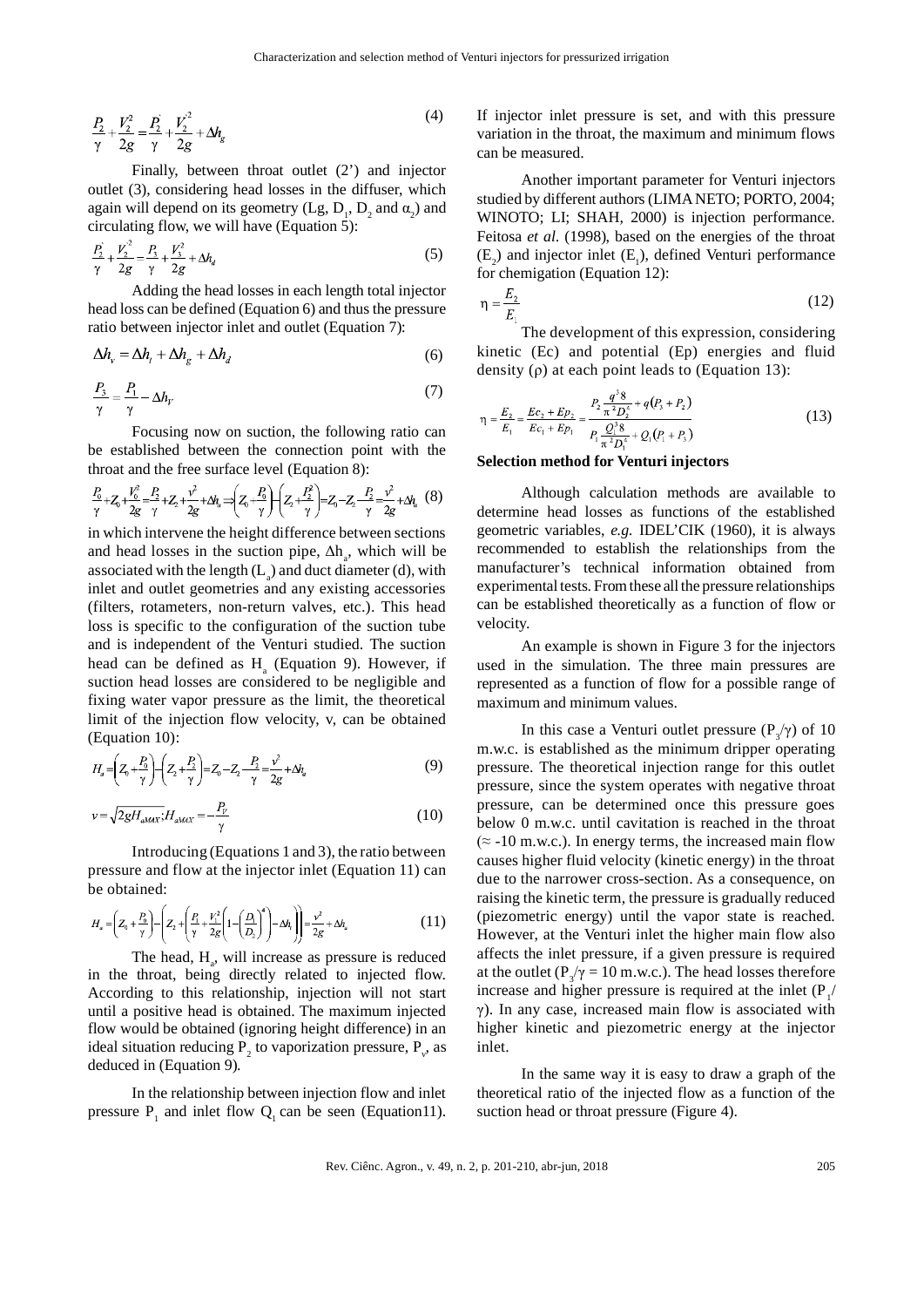$$\frac{P_2}{\gamma}+\frac{V_2^2}{2g}=\frac{P_2^{'}}{\gamma}+\frac{V_2^{'2}}{2g}+\Delta h_g \tag{4}$$

Finally, between throat outlet (2') and injector outlet (3), considering head losses in the diffuser, which again will depend on its geometry (Lg, $D_1$, $D_2$ and $\alpha_2$) and circulating flow, we will have (Equation 5):

$$\frac{P_2^{'}}{\gamma}+\frac{V_2^{'2}}{2g}=\frac{P_3}{\gamma}+\frac{V_3^2}{2g}+\Delta h_d \tag{5}$$

Adding the head losses in each length total injector head loss can be defined (Equation 6) and thus the pressure ratio between injector inlet and outlet (Equation 7):

$$\Delta h_v=\Delta h_t+\Delta h_g+\Delta h_d \tag{6}$$

$$\frac{P_3}{\gamma}=\frac{P_1}{\gamma}-\Delta h_V \tag{7}$$

Focusing now on suction, the following ratio can be established between the connection point with the throat and the free surface level (Equation 8):

$$\frac{P_0}{\gamma}+Z_0+\frac{V_0^2}{2g}=\frac{P_2}{\gamma}+Z_2+\frac{v^2}{2g}+\Delta h_a \Rightarrow\left(Z_0+\frac{P_0}{\gamma}\right)-\left(Z_2+\frac{P_2}{\gamma}\right)=Z_0-Z_2-\frac{P_2}{\gamma}=\frac{v^2}{2g}+\Delta h_a \tag{8}$$

in which intervene the height difference between sections and head losses in the suction pipe, $\Delta h_a$, which will be associated with the length ($L_a$) and duct diameter (d), with inlet and outlet geometries and any existing accessories (filters, rotameters, non-return valves, etc.). This head loss is specific to the configuration of the suction tube and is independent of the Venturi studied. The suction head can be defined as $H_a$ (Equation 9). However, if suction head losses are considered to be negligible and fixing water vapor pressure as the limit, the theoretical limit of the injection flow velocity, v, can be obtained (Equation 10):

$$H_a=\left(Z_0+\frac{P_0}{\gamma}\right)-\left(Z_2+\frac{P_2}{\gamma}\right)=Z_0-Z_2-\frac{P_2}{\gamma}=\frac{v^2}{2g}+\Delta h_a \tag{9}$$

$$v=\sqrt{2gH_{aMAX}};H_{aMAX}=-\frac{P_V}{\gamma} \tag{10}$$

Introducing (Equations 1 and 3), the ratio between pressure and flow at the injector inlet (Equation 11) can be obtained:

$$H_a=\left(Z_0+\frac{P_0}{\gamma}\right)-\left(Z_2+\left(\frac{P_1}{\gamma}+\frac{V_1^2}{2g}\left(1-\left(\frac{D_1}{D_2}\right)^4\right)-\Delta h_t\right)\right)=\frac{v^2}{2g}+\Delta h_a \tag{11}$$

The head, $H_a$, will increase as pressure is reduced in the throat, being directly related to injected flow. According to this relationship, injection will not start until a positive head is obtained. The maximum injected flow would be obtained (ignoring height difference) in an ideal situation reducing $P_2$ to vaporization pressure, $P_v$, as deduced in (Equation 9).

In the relationship between injection flow and inlet pressure $P_1$ and inlet flow $Q_1$ can be seen (Equation11). If injector inlet pressure is set, and with this pressure variation in the throat, the maximum and minimum flows can be measured.

Another important parameter for Venturi injectors studied by different authors (LIMA NETO; PORTO, 2004; WINOTO; LI; SHAH, 2000) is injection performance. Feitosa *et al.* (1998), based on the energies of the throat ($E_2$) and injector inlet ($E_1$), defined Venturi performance for chemigation (Equation 12):

$$\eta=\frac{E_2}{E_1} \tag{12}$$

The development of this expression, considering kinetic (Ec) and potential (Ep) energies and fluid density ($\rho$) at each point leads to (Equation 13):

$$\eta=\frac{E_2}{E_1}=\frac{Ec_2+Ep_2}{Ec_1+Ep_1}=\frac{P_2\frac{q^3 8}{\pi^2 D_2^4}+q(P_3+P_2)}{P_1\frac{Q_1^3 8}{\pi^2 D_1^4}+Q_1(P_1+P_3)} \tag{13}$$

## Selection method for Venturi injectors

Although calculation methods are available to determine head losses as functions of the established geometric variables, *e.g.* IDEL'CIK (1960), it is always recommended to establish the relationships from the manufacturer's technical information obtained from experimental tests. From these all the pressure relationships can be established theoretically as a function of flow or velocity.

An example is shown in Figure 3 for the injectors used in the simulation. The three main pressures are represented as a function of flow for a possible range of maximum and minimum values.

In this case a Venturi outlet pressure ($P_3/\gamma$) of 10 m.w.c. is established as the minimum dripper operating pressure. The theoretical injection range for this outlet pressure, since the system operates with negative throat pressure, can be determined once this pressure goes below 0 m.w.c. until cavitation is reached in the throat (≈ -10 m.w.c.). In energy terms, the increased main flow causes higher fluid velocity (kinetic energy) in the throat due to the narrower cross-section. As a consequence, on raising the kinetic term, the pressure is gradually reduced (piezometric energy) until the vapor state is reached. However, at the Venturi inlet the higher main flow also affects the inlet pressure, if a given pressure is required at the outlet ($P_3/\gamma$ = 10 m.w.c.). The head losses therefore increase and higher pressure is required at the inlet ($P_1/\gamma$). In any case, increased main flow is associated with higher kinetic and piezometric energy at the injector inlet.

In the same way it is easy to draw a graph of the theoretical ratio of the injected flow as a function of the suction head or throat pressure (Figure 4).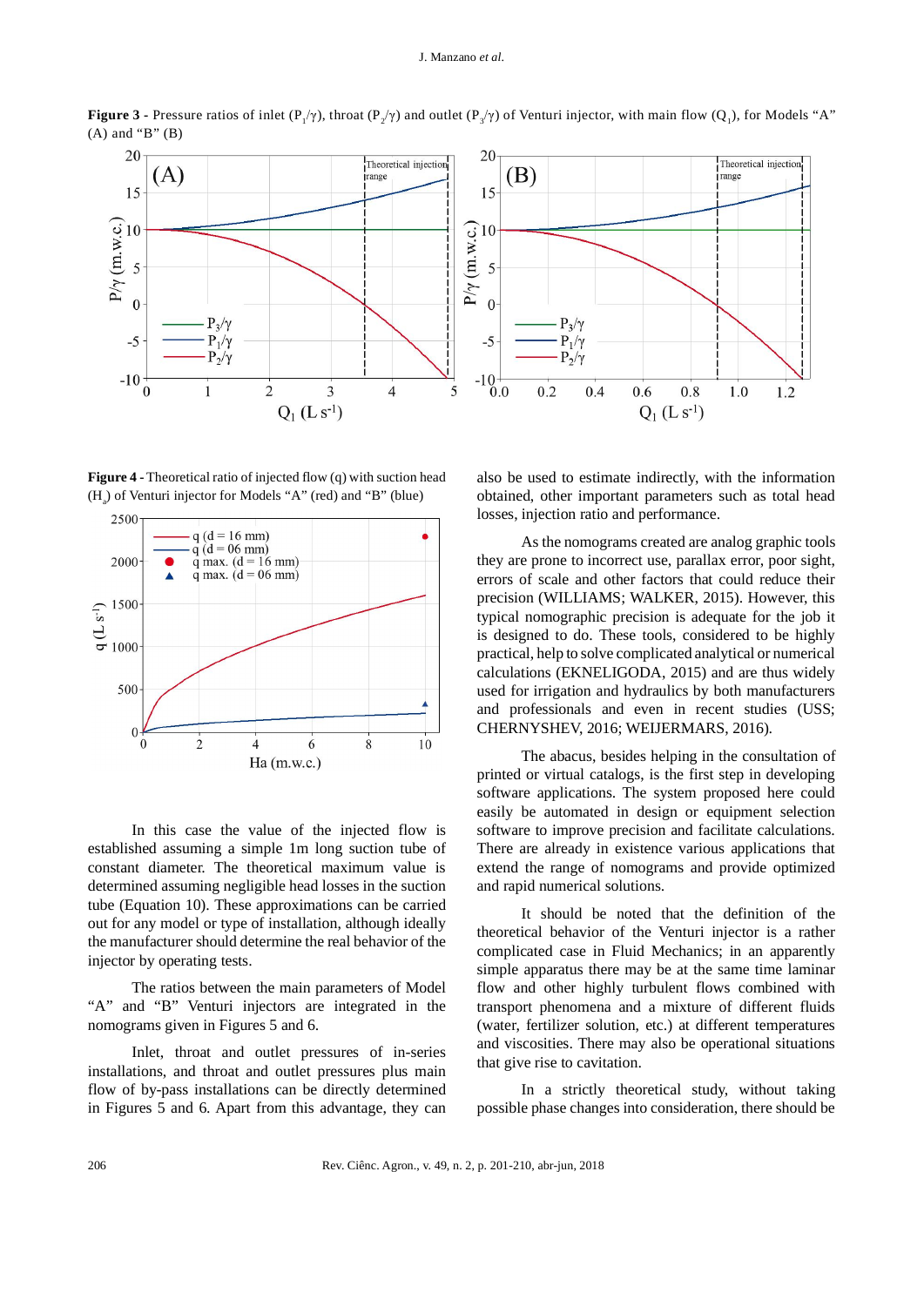**Figure 3 -** Pressure ratios of inlet ($P_1/\gamma$), throat ($P_2/\gamma$) and outlet ($P_3/\gamma$) of Venturi injector, with main flow ($Q_1$), for Models "A" (A) and "B" (B)

**Figure 4 -** Theoretical ratio of injected flow (q) with suction head ($H_a$) of Venturi injector for Models "A" (red) and "B" (blue)

In this case the value of the injected flow is established assuming a simple 1m long suction tube of constant diameter. The theoretical maximum value is determined assuming negligible head losses in the suction tube (Equation 10). These approximations can be carried out for any model or type of installation, although ideally the manufacturer should determine the real behavior of the injector by operating tests.

The ratios between the main parameters of Model "A" and "B" Venturi injectors are integrated in the nomograms given in Figures 5 and 6.

Inlet, throat and outlet pressures of in-series installations, and throat and outlet pressures plus main flow of by-pass installations can be directly determined in Figures 5 and 6. Apart from this advantage, they can also be used to estimate indirectly, with the information obtained, other important parameters such as total head losses, injection ratio and performance.

As the nomograms created are analog graphic tools they are prone to incorrect use, parallax error, poor sight, errors of scale and other factors that could reduce their precision (WILLIAMS; WALKER, 2015). However, this typical nomographic precision is adequate for the job it is designed to do. These tools, considered to be highly practical, help to solve complicated analytical or numerical calculations (EKNELIGODA, 2015) and are thus widely used for irrigation and hydraulics by both manufacturers and professionals and even in recent studies (USS; CHERNYSHEV, 2016; WEIJERMARS, 2016).

The abacus, besides helping in the consultation of printed or virtual catalogs, is the first step in developing software applications. The system proposed here could easily be automated in design or equipment selection software to improve precision and facilitate calculations. There are already in existence various applications that extend the range of nomograms and provide optimized and rapid numerical solutions.

It should be noted that the definition of the theoretical behavior of the Venturi injector is a rather complicated case in Fluid Mechanics; in an apparently simple apparatus there may be at the same time laminar flow and other highly turbulent flows combined with transport phenomena and a mixture of different fluids (water, fertilizer solution, etc.) at different temperatures and viscosities. There may also be operational situations that give rise to cavitation.

In a strictly theoretical study, without taking possible phase changes into consideration, there should be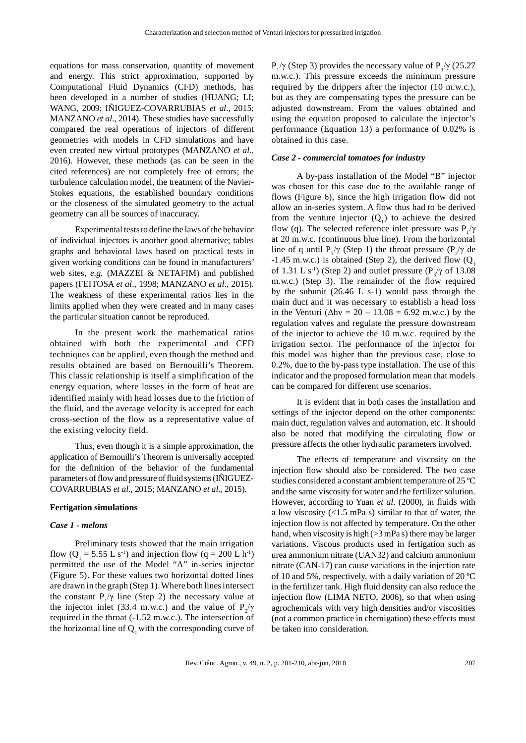equations for mass conservation, quantity of movement and energy. This strict approximation, supported by Computational Fluid Dynamics (CFD) methods, has been developed in a number of studies (HUANG; LI; WANG, 2009; IÑIGUEZ-COVARRUBIAS *et al*., 2015; MANZANO *et al*., 2014). These studies have successfully compared the real operations of injectors of different geometries with models in CFD simulations and have even created new virtual prototypes (MANZANO *et al*., 2016). However, these methods (as can be seen in the cited references) are not completely free of errors; the turbulence calculation model, the treatment of the Navier-Stokes equations, the established boundary conditions or the closeness of the simulated geometry to the actual geometry can all be sources of inaccuracy.

Experimental tests to define the laws of the behavior of individual injectors is another good alternative; tables graphs and behavioral laws based on practical tests in given working conditions can be found in manufacturers' web sites, *e.g.* (MAZZEI & NETAFIM) and published papers (FEITOSA *et al*., 1998; MANZANO *et al*., 2015). The weakness of these experimental ratios lies in the limits applied when they were created and in many cases the particular situation cannot be reproduced.

In the present work the mathematical ratios obtained with both the experimental and CFD techniques can be applied, even though the method and results obtained are based on Bernouilli's Theorem. This classic relationship is itself a simplification of the energy equation, where losses in the form of heat are identified mainly with head losses due to the friction of the fluid, and the average velocity is accepted for each cross-section of the flow as a representative value of the existing velocity field.

Thus, even though it is a simple approximation, the application of Bernouilli's Theorem is universally accepted for the definition of the behavior of the fundamental parameters of flow and pressure of fluid systems (IÑIGUEZ-COVARRUBIAS *et al*., 2015; MANZANO *et al*., 2015).

**Fertigation simulations**

***Case 1 - melons***

Preliminary tests showed that the main irrigation flow ($Q_1$ = 5.55 L $s^{-1}$) and injection flow (q = 200 L $h^{-1}$) permitted the use of the Model "A" in-series injector (Figure 5). For these values two horizontal dotted lines are drawn in the graph (Step 1). Where both lines intersect the constant $P_1/\gamma$ line (Step 2) the necessary value at the injector inlet (33.4 m.w.c.) and the value of $P_2/\gamma$ required in the throat (-1.52 m.w.c.). The intersection of the horizontal line of $Q_1$ with the corresponding curve of $P_1/\gamma$ (Step 3) provides the necessary value of $P_3/\gamma$ (25.27 m.w.c.). This pressure exceeds the minimum pressure required by the drippers after the injector (10 m.w.c.), but as they are compensating types the pressure can be adjusted downstream. From the values obtained and using the equation proposed to calculate the injector's performance (Equation 13) a performance of 0.02% is obtained in this case.

***Case 2 - commercial tomatoes for industry***

A by-pass installation of the Model "B" injector was chosen for this case due to the available range of flows (Figure 6), since the high irrigation flow did not allow an in-series system. A flow thus had to be derived from the venture injector ($Q_1$) to achieve the desired flow (q). The selected reference inlet pressure was $P_1/\gamma$ at 20 m.w.c. (continuous blue line). From the horizontal line of q until $P_1/\gamma$ (Step 1) the throat pressure ($P_2/\gamma$ de -1.45 m.w.c.) is obtained (Step 2), the derived flow ($Q_1$ of 1.31 L $s^{-1}$) (Step 2) and outlet pressure ($P_3/\gamma$ of 13.08 m.w.c.) (Step 3). The remainder of the flow required by the subunit (26.46 L s-1) would pass through the main duct and it was necessary to establish a head loss in the Venturi ($\Delta hv = 20 - 13.08 = 6.92$ m.w.c.) by the regulation valves and regulate the pressure downstream of the injector to achieve the 10 m.w.c. required by the irrigation sector. The performance of the injector for this model was higher than the previous case, close to 0.2%, due to the by-pass type installation. The use of this indicator and the proposed formulation mean that models can be compared for different use scenarios.

It is evident that in both cases the installation and settings of the injector depend on the other components: main duct, regulation valves and automation, etc. It should also be noted that modifying the circulating flow or pressure affects the other hydraulic parameters involved.

The effects of temperature and viscosity on the injection flow should also be considered. The two case studies considered a constant ambient temperature of 25 ºC and the same viscosity for water and the fertilizer solution. However, according to Yuan *et al*. (2000), in fluids with a low viscosity (<1.5 mPa s) similar to that of water, the injection flow is not affected by temperature. On the other hand, when viscosity is high (>3 mPa s) there may be larger variations. Viscous products used in fertigation such as urea ammonium nitrate (UAN32) and calcium ammonium nitrate (CAN-17) can cause variations in the injection rate of 10 and 5%, respectively, with a daily variation of 20 ºC in the fertilizer tank. High fluid density can also reduce the injection flow (LIMA NETO, 2006), so that when using agrochemicals with very high densities and/or viscosities (not a common practice in chemigation) these effects must be taken into consideration.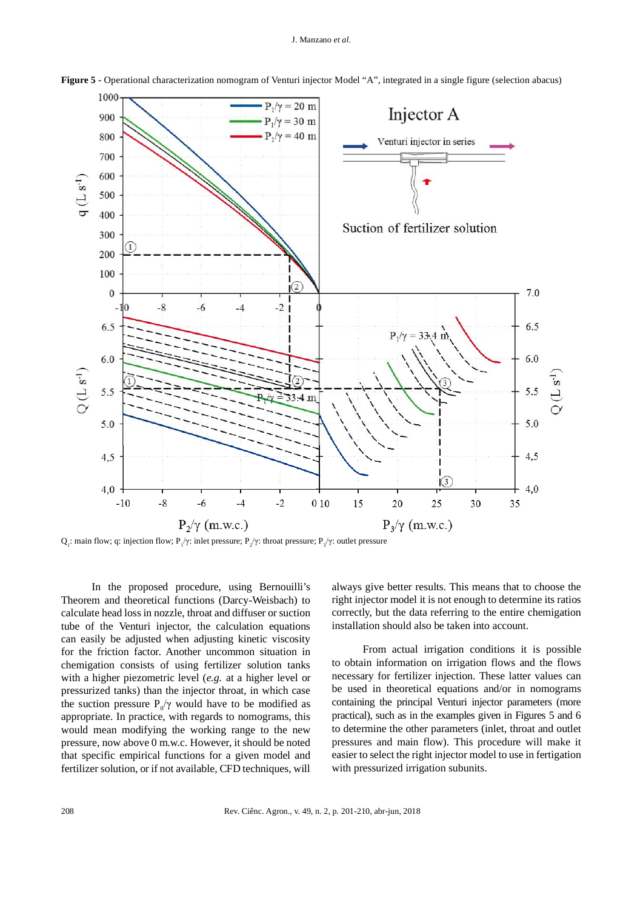**Figure 5** - Operational characterization nomogram of Venturi injector Model "A", integrated in a single figure (selection abacus)

$Q_1$: main flow; q: injection flow; $P_1/\gamma$: inlet pressure; $P_2/\gamma$: throat pressure; $P_3/\gamma$: outlet pressure

In the proposed procedure, using Bernouilli's Theorem and theoretical functions (Darcy-Weisbach) to calculate head loss in nozzle, throat and diffuser or suction tube of the Venturi injector, the calculation equations can easily be adjusted when adjusting kinetic viscosity for the friction factor. Another uncommon situation in chemigation consists of using fertilizer solution tanks with a higher piezometric level (*e.g.* at a higher level or pressurized tanks) than the injector throat, in which case the suction pressure $P_0/\gamma$ would have to be modified as appropriate. In practice, with regards to nomograms, this would mean modifying the working range to the new pressure, now above 0 m.w.c. However, it should be noted that specific empirical functions for a given model and fertilizer solution, or if not available, CFD techniques, will always give better results. This means that to choose the right injector model it is not enough to determine its ratios correctly, but the data referring to the entire chemigation installation should also be taken into account.

From actual irrigation conditions it is possible to obtain information on irrigation flows and the flows necessary for fertilizer injection. These latter values can be used in theoretical equations and/or in nomograms containing the principal Venturi injector parameters (more practical), such as in the examples given in Figures 5 and 6 to determine the other parameters (inlet, throat and outlet pressures and main flow). This procedure will make it easier to select the right injector model to use in fertigation with pressurized irrigation subunits.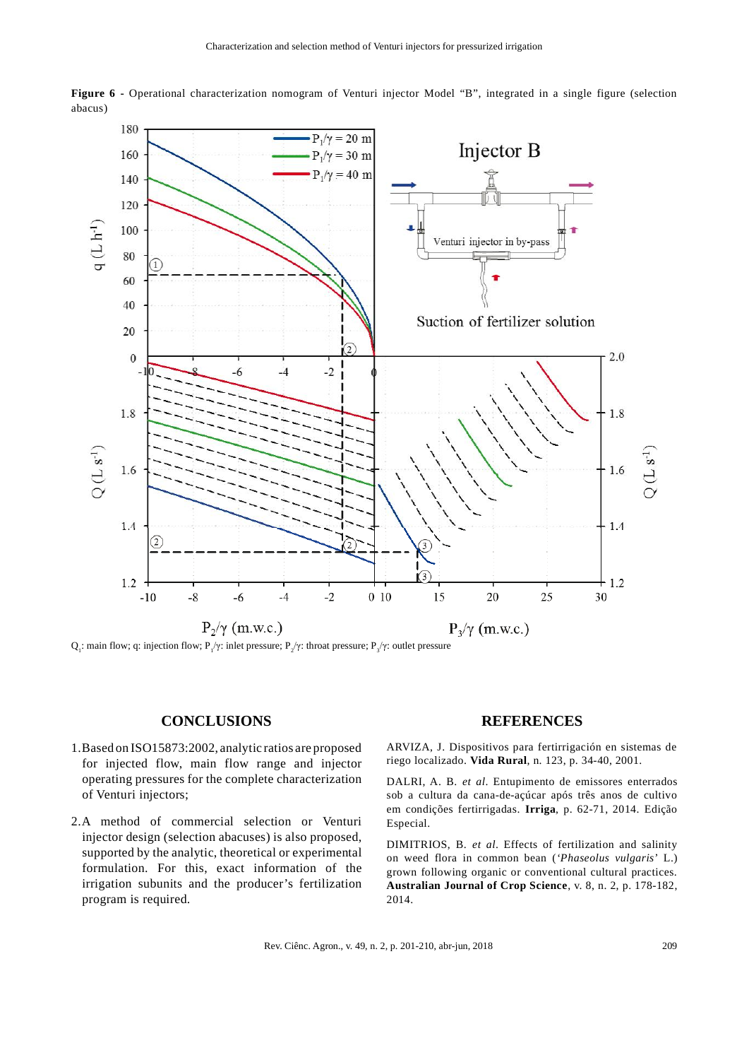**Figure 6** - Operational characterization nomogram of Venturi injector Model "B", integrated in a single figure (selection abacus)

$Q_1$: main flow; q: injection flow; $P_1/\gamma$: inlet pressure; $P_2/\gamma$: throat pressure; $P_3/\gamma$: outlet pressure

## CONCLUSIONS

1. Based on ISO15873:2002, analytic ratios are proposed for injected flow, main flow range and injector operating pressures for the complete characterization of Venturi injectors;
2. A method of commercial selection or Venturi injector design (selection abacuses) is also proposed, supported by the analytic, theoretical or experimental formulation. For this, exact information of the irrigation subunits and the producer's fertilization program is required.

## REFERENCES

ARVIZA, J. Dispositivos para fertirrigación en sistemas de riego localizado. **Vida Rural**, n. 123, p. 34-40, 2001.

DALRI, A. B. *et al.* Entupimento de emissores enterrados sob a cultura da cana-de-açúcar após três anos de cultivo em condições fertirrigadas. **Irriga**, p. 62-71, 2014. Edição Especial.

DIMITRIOS, B. *et al.* Effects of fertilization and salinity on weed flora in common bean (*'Phaseolus vulgaris'* L.) grown following organic or conventional cultural practices. **Australian Journal of Crop Science**, v. 8, n. 2, p. 178-182, 2014.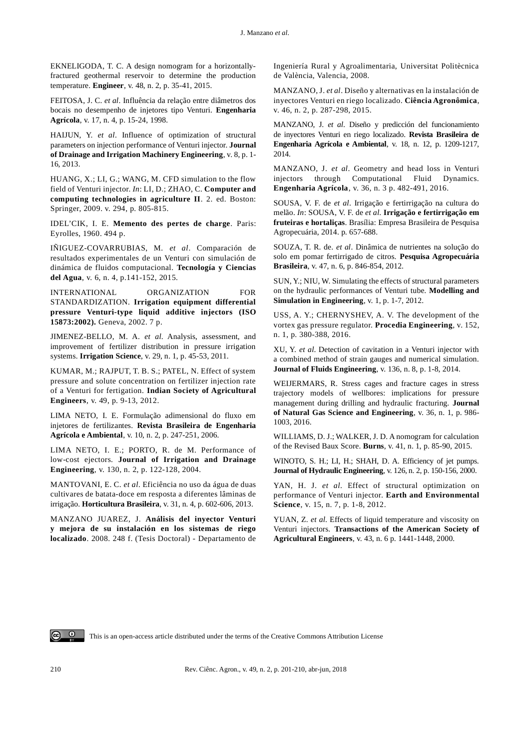EKNELIGODA, T. C. A design nomogram for a horizontally-fractured geothermal reservoir to determine the production temperature. **Engineer**, v. 48, n. 2, p. 35-41, 2015.

FEITOSA, J. C. *et al*. Influência da relação entre diâmetros dos bocais no desempenho de injetores tipo Venturi. **Engenharia Agrícola**, v. 17, n. 4, p. 15-24, 1998.

HAIJUN, Y. *et al*. Influence of optimization of structural parameters on injection performance of Venturi injector. **Journal of Drainage and Irrigation Machinery Engineering**, v. 8, p. 1-16, 2013.

HUANG, X.; LI, G.; WANG, M. CFD simulation to the flow field of Venturi injector. *In*: LI, D.; ZHAO, C. **Computer and computing technologies in agriculture II**. 2. ed. Boston: Springer, 2009. v. 294, p. 805-815.

IDEL'CIK, I. E. **Memento des pertes de charge**. Paris: Eyrolles, 1960. 494 p.

IÑIGUEZ-COVARRUBIAS, M. *et al*. Comparación de resultados experimentales de un Venturi con simulación de dinámica de fluidos computacional. **Tecnología y Ciencias del Agua**, v. 6, n. 4, p.141-152, 2015.

INTERNATIONAL ORGANIZATION FOR STANDARDIZATION. **Irrigation equipment differential pressure Venturi-type liquid additive injectors (ISO 15873:2002).** Geneva, 2002. 7 p.

JIMENEZ-BELLO, M. A. *et al*. Analysis, assessment, and improvement of fertilizer distribution in pressure irrigation systems. **Irrigation Science**, v. 29, n. 1, p. 45-53, 2011.

KUMAR, M.; RAJPUT, T. B. S.; PATEL, N. Effect of system pressure and solute concentration on fertilizer injection rate of a Venturi for fertigation. **Indian Society of Agricultural Engineers**, v. 49, p. 9-13, 2012.

LIMA NETO, I. E. Formulação adimensional do fluxo em injetores de fertilizantes. **Revista Brasileira de Engenharia Agrícola e Ambiental**, v. 10, n. 2, p. 247-251, 2006.

LIMA NETO, I. E.; PORTO, R. de M. Performance of low-cost ejectors. **Journal of Irrigation and Drainage Engineering**, v. 130, n. 2, p. 122-128, 2004.

MANTOVANI, E. C. *et al*. Eficiência no uso da água de duas cultivares de batata-doce em resposta a diferentes lâminas de irrigação. **Horticultura Brasileira**, v. 31, n. 4, p. 602-606, 2013.

MANZANO JUAREZ, J. **Análisis del inyector Venturi y mejora de su instalación en los sistemas de riego localizado**. 2008. 248 f. (Tesis Doctoral) - Departamento de Ingeniería Rural y Agroalimentaria, Universitat Politècnica de València, Valencia, 2008.

MANZANO, J. *et al*. Diseño y alternativas en la instalación de inyectores Venturi en riego localizado. **Ciência Agronômica**, v. 46, n. 2, p. 287-298, 2015.

MANZANO, J. *et al*. Diseño y predicción del funcionamiento de inyectores Venturi en riego localizado. **Revista Brasileira de Engenharia Agrícola e Ambiental**, v. 18, n. 12, p. 1209-1217, 2014.

MANZANO, J. *et al*. Geometry and head loss in Venturi injectors through Computational Fluid Dynamics. **Engenharia Agrícola**, v. 36, n. 3 p. 482-491, 2016.

SOUSA, V. F. de *et al*. Irrigação e fertirrigação na cultura do melão. *In*: SOUSA, V. F. de *et al.* **Irrigação e fertirrigação em fruteiras e hortaliças**. Brasília: Empresa Brasileira de Pesquisa Agropecuária, 2014. p. 657-688.

SOUZA, T. R. de. *et al*. Dinâmica de nutrientes na solução do solo em pomar fertirrigado de citros. **Pesquisa Agropecuária Brasileira**, v. 47, n. 6, p. 846-854, 2012.

SUN, Y.; NIU, W. Simulating the effects of structural parameters on the hydraulic performances of Venturi tube. **Modelling and Simulation in Engineering**, v. 1, p. 1-7, 2012.

USS, A. Y.; CHERNYSHEV, A. V. The development of the vortex gas pressure regulator. **Procedia Engineering**, v. 152, n. 1, p. 380-388, 2016.

XU, Y. *et al*. Detection of cavitation in a Venturi injector with a combined method of strain gauges and numerical simulation. **Journal of Fluids Engineering**, v. 136, n. 8, p. 1-8, 2014.

WEIJERMARS, R. Stress cages and fracture cages in stress trajectory models of wellbores: implications for pressure management during drilling and hydraulic fracturing. **Journal of Natural Gas Science and Engineering**, v. 36, n. 1, p. 986-1003, 2016.

WILLIAMS, D. J.; WALKER, J. D. A nomogram for calculation of the Revised Baux Score. **Burns**, v. 41, n. 1, p. 85-90, 2015.

WINOTO, S. H.; LI, H.; SHAH, D. A. Efficiency of jet pumps. **Journal of Hydraulic Engineering**, v. 126, n. 2, p. 150-156, 2000.

YAN, H. J. *et al*. Effect of structural optimization on performance of Venturi injector. **Earth and Environmental Science**, v. 15, n. 7, p. 1-8, 2012.

YUAN, Z. *et al*. Effects of liquid temperature and viscosity on Venturi injectors. **Transactions of the American Society of Agricultural Engineers**, v. 43, n. 6 p. 1441-1448, 2000.

This is an open-access article distributed under the terms of the Creative Commons Attribution License